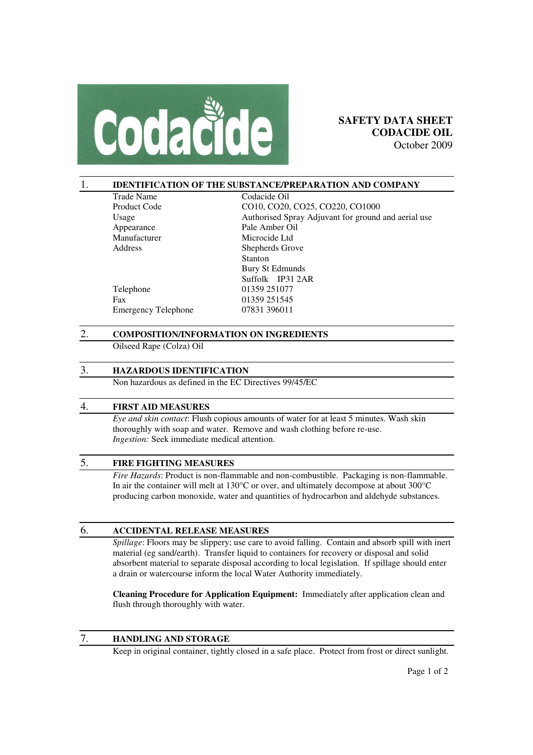Codacide

**SAFETY DATA SHEET**
**CODACIDE OIL**
October 2009

## 1. IDENTIFICATION OF THE SUBSTANCE/PREPARATION AND COMPANY

| | |
|---|---|
| Trade Name | Codacide Oil |
| Product Code | CO10, CO20, CO25, CO220, CO1000 |
| Usage | Authorised Spray Adjuvant for ground and aerial use |
| Appearance | Pale Amber Oil |
| Manufacturer | Microcide Ltd |
| Address | Shepherds Grove<br>Stanton<br>Bury St Edmunds<br>Suffolk IP31 2AR |
| Telephone | 01359 251077 |
| Fax | 01359 251545 |
| Emergency Telephone | 07831 396011 |

## 2. COMPOSITION/INFORMATION ON INGREDIENTS

Oilseed Rape (Colza) Oil

## 3. HAZARDOUS IDENTIFICATION

Non hazardous as defined in the EC Directives 99/45/EC

## 4. FIRST AID MEASURES

*Eye and skin contact*: Flush copious amounts of water for at least 5 minutes. Wash skin thoroughly with soap and water. Remove and wash clothing before re-use.
*Ingestion:* Seek immediate medical attention.

## 5. FIRE FIGHTING MEASURES

*Fire Hazards*: Product is non-flammable and non-combustible. Packaging is non-flammable. In air the container will melt at 130°C or over, and ultimately decompose at about 300°C producing carbon monoxide, water and quantities of hydrocarbon and aldehyde substances.

## 6. ACCIDENTAL RELEASE MEASURES

*Spillage*: Floors may be slippery; use care to avoid falling. Contain and absorb spill with inert material (eg sand/earth). Transfer liquid to containers for recovery or disposal and solid absorbent material to separate disposal according to local legislation. If spillage should enter a drain or watercourse inform the local Water Authority immediately.

**Cleaning Procedure for Application Equipment:** Immediately after application clean and flush through thoroughly with water.

## 7. HANDLING AND STORAGE

Keep in original container, tightly closed in a safe place. Protect from frost or direct sunlight.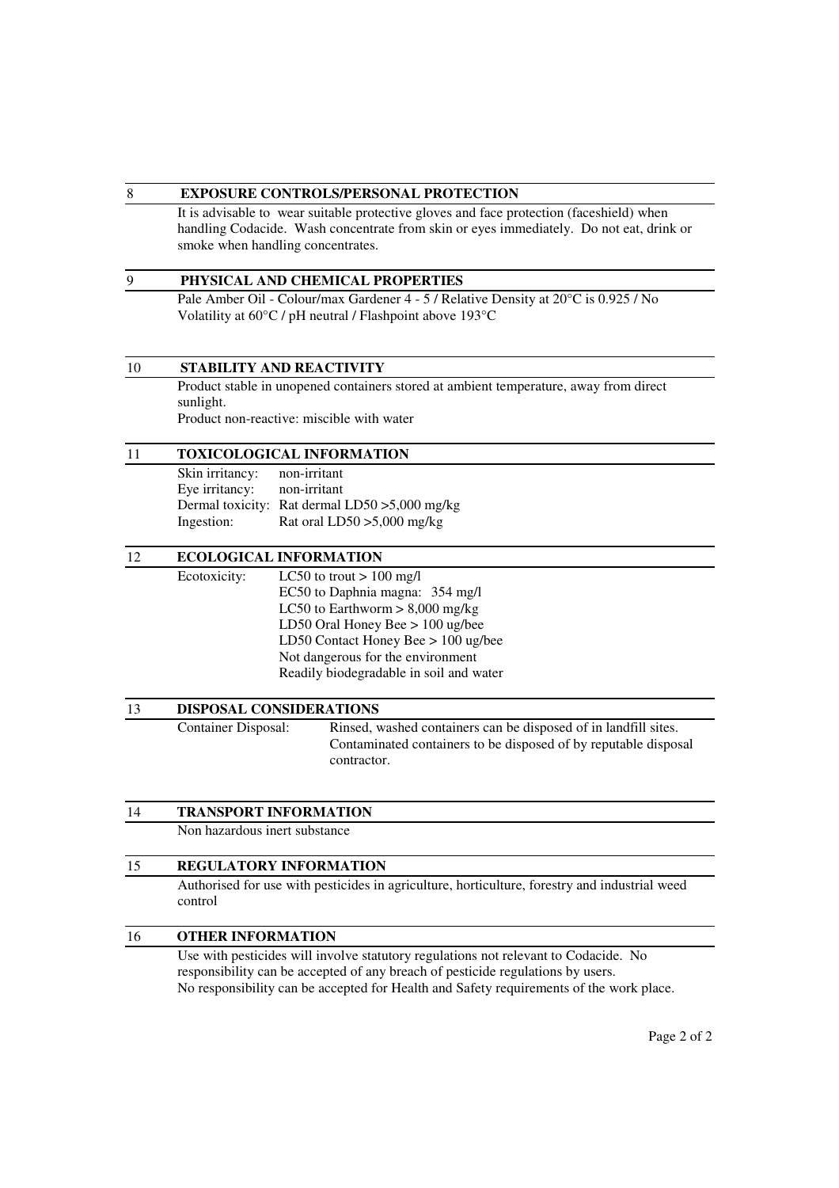## 8 EXPOSURE CONTROLS/PERSONAL PROTECTION

It is advisable to wear suitable protective gloves and face protection (faceshield) when handling Codacide. Wash concentrate from skin or eyes immediately. Do not eat, drink or smoke when handling concentrates.

## 9 PHYSICAL AND CHEMICAL PROPERTIES

Pale Amber Oil - Colour/max Gardener 4 - 5 / Relative Density at 20°C is 0.925 / No Volatility at 60°C / pH neutral / Flashpoint above 193°C

## 10 STABILITY AND REACTIVITY

Product stable in unopened containers stored at ambient temperature, away from direct sunlight.
Product non-reactive: miscible with water

## 11 TOXICOLOGICAL INFORMATION

| | |
|---|---|
| Skin irritancy: | non-irritant |
| Eye irritancy: | non-irritant |
| Dermal toxicity: | Rat dermal LD50 >5,000 mg/kg |
| Ingestion: | Rat oral LD50 >5,000 mg/kg |

## 12 ECOLOGICAL INFORMATION

Ecotoxicity:
- LC50 to trout > 100 mg/l
- EC50 to Daphnia magna: 354 mg/l
- LC50 to Earthworm > 8,000 mg/kg
- LD50 Oral Honey Bee > 100 ug/bee
- LD50 Contact Honey Bee > 100 ug/bee
- Not dangerous for the environment
- Readily biodegradable in soil and water

## 13 DISPOSAL CONSIDERATIONS

Container Disposal: Rinsed, washed containers can be disposed of in landfill sites. Contaminated containers to be disposed of by reputable disposal contractor.

## 14 TRANSPORT INFORMATION

Non hazardous inert substance

## 15 REGULATORY INFORMATION

Authorised for use with pesticides in agriculture, horticulture, forestry and industrial weed control

## 16 OTHER INFORMATION

Use with pesticides will involve statutory regulations not relevant to Codacide. No responsibility can be accepted of any breach of pesticide regulations by users.
No responsibility can be accepted for Health and Safety requirements of the work place.